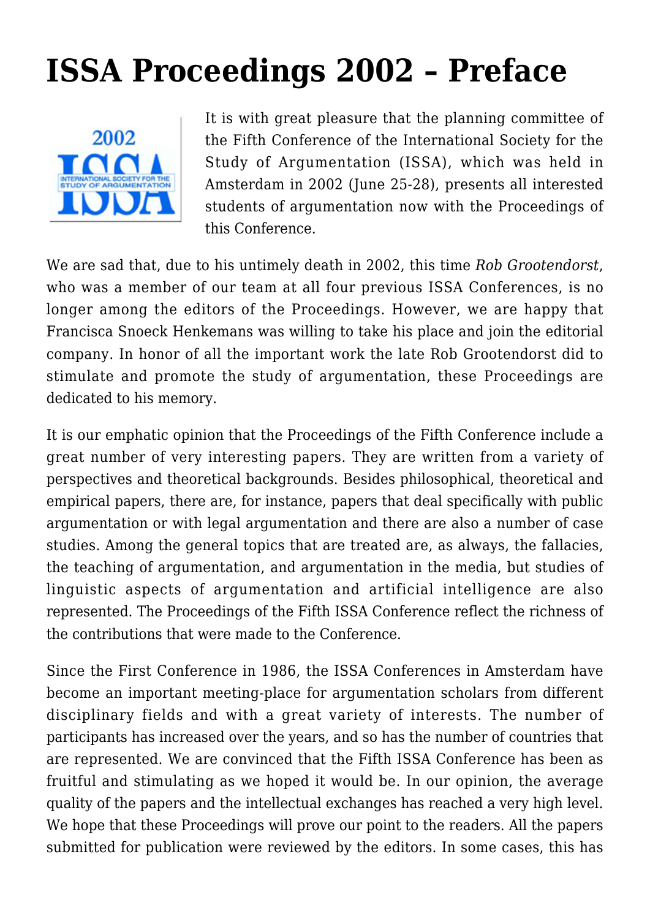# ISSA Proceedings 2002 – Preface

It is with great pleasure that the planning committee of the Fifth Conference of the International Society for the Study of Argumentation (ISSA), which was held in Amsterdam in 2002 (June 25-28), presents all interested students of argumentation now with the Proceedings of this Conference.

We are sad that, due to his untimely death in 2002, this time *Rob Grootendorst*, who was a member of our team at all four previous ISSA Conferences, is no longer among the editors of the Proceedings. However, we are happy that Francisca Snoeck Henkemans was willing to take his place and join the editorial company. In honor of all the important work the late Rob Grootendorst did to stimulate and promote the study of argumentation, these Proceedings are dedicated to his memory.

It is our emphatic opinion that the Proceedings of the Fifth Conference include a great number of very interesting papers. They are written from a variety of perspectives and theoretical backgrounds. Besides philosophical, theoretical and empirical papers, there are, for instance, papers that deal specifically with public argumentation or with legal argumentation and there are also a number of case studies. Among the general topics that are treated are, as always, the fallacies, the teaching of argumentation, and argumentation in the media, but studies of linguistic aspects of argumentation and artificial intelligence are also represented. The Proceedings of the Fifth ISSA Conference reflect the richness of the contributions that were made to the Conference.

Since the First Conference in 1986, the ISSA Conferences in Amsterdam have become an important meeting-place for argumentation scholars from different disciplinary fields and with a great variety of interests. The number of participants has increased over the years, and so has the number of countries that are represented. We are convinced that the Fifth ISSA Conference has been as fruitful and stimulating as we hoped it would be. In our opinion, the average quality of the papers and the intellectual exchanges has reached a very high level. We hope that these Proceedings will prove our point to the readers. All the papers submitted for publication were reviewed by the editors. In some cases, this has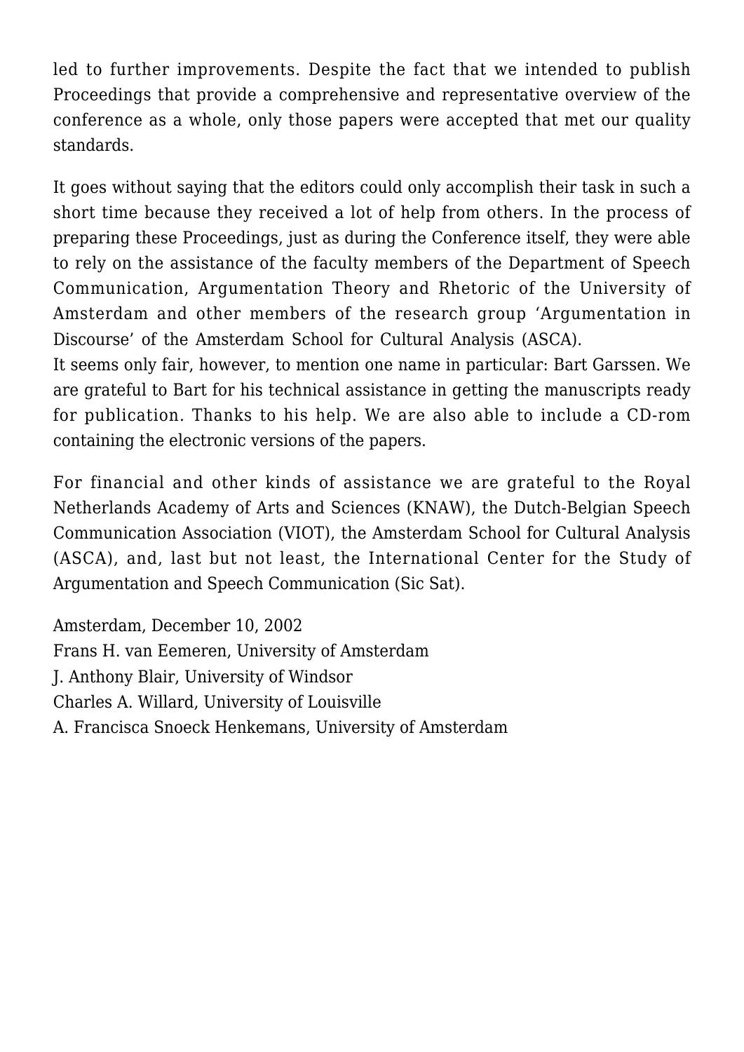led to further improvements. Despite the fact that we intended to publish Proceedings that provide a comprehensive and representative overview of the conference as a whole, only those papers were accepted that met our quality standards.

It goes without saying that the editors could only accomplish their task in such a short time because they received a lot of help from others. In the process of preparing these Proceedings, just as during the Conference itself, they were able to rely on the assistance of the faculty members of the Department of Speech Communication, Argumentation Theory and Rhetoric of the University of Amsterdam and other members of the research group 'Argumentation in Discourse' of the Amsterdam School for Cultural Analysis (ASCA).
It seems only fair, however, to mention one name in particular: Bart Garssen. We are grateful to Bart for his technical assistance in getting the manuscripts ready for publication. Thanks to his help. We are also able to include a CD-rom containing the electronic versions of the papers.

For financial and other kinds of assistance we are grateful to the Royal Netherlands Academy of Arts and Sciences (KNAW), the Dutch-Belgian Speech Communication Association (VIOT), the Amsterdam School for Cultural Analysis (ASCA), and, last but not least, the International Center for the Study of Argumentation and Speech Communication (Sic Sat).

Amsterdam, December 10, 2002
Frans H. van Eemeren, University of Amsterdam
J. Anthony Blair, University of Windsor
Charles A. Willard, University of Louisville
A. Francisca Snoeck Henkemans, University of Amsterdam